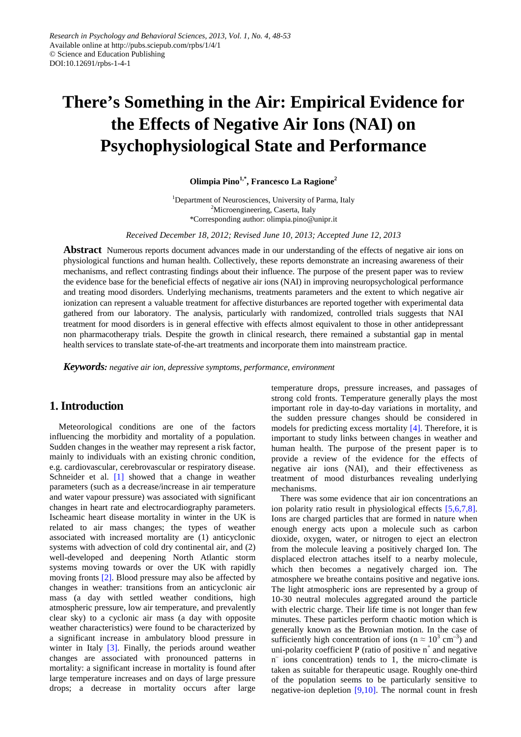Research in Psychology and Behavioral Sciences, 2013, Vol. 1, No. 4, 48-53
Available online at http://pubs.sciepub.com/rpbs/1/4/1
© Science and Education Publishing
DOI:10.12691/rpbs-1-4-1

# There's Something in the Air: Empirical Evidence for the Effects of Negative Air Ions (NAI) on Psychophysiological State and Performance

**Olimpia Pino[1,*], Francesco La Ragione[2]**

[1]Department of Neurosciences, University of Parma, Italy
[2]Microengineering, Caserta, Italy
*Corresponding author: olimpia.pino@unipr.it

*Received December 18, 2012; Revised June 10, 2013; Accepted June 12, 2013*

**Abstract** Numerous reports document advances made in our understanding of the effects of negative air ions on physiological functions and human health. Collectively, these reports demonstrate an increasing awareness of their mechanisms, and reflect contrasting findings about their influence. The purpose of the present paper was to review the evidence base for the beneficial effects of negative air ions (NAI) in improving neuropsychological performance and treating mood disorders. Underlying mechanisms, treatments parameters and the extent to which negative air ionization can represent a valuable treatment for affective disturbances are reported together with experimental data gathered from our laboratory. The analysis, particularly with randomized, controlled trials suggests that NAI treatment for mood disorders is in general effective with effects almost equivalent to those in other antidepressant non pharmacotherapy trials. Despite the growth in clinical research, there remained a substantial gap in mental health services to translate state-of-the-art treatments and incorporate them into mainstream practice.

***Keywords:*** *negative air ion, depressive symptoms, performance, environment*

## 1. Introduction

Meteorological conditions are one of the factors influencing the morbidity and mortality of a population. Sudden changes in the weather may represent a risk factor, mainly to individuals with an existing chronic condition, e.g. cardiovascular, cerebrovascular or respiratory disease. Schneider et al. [1] showed that a change in weather parameters (such as a decrease/increase in air temperature and water vapour pressure) was associated with significant changes in heart rate and electrocardiography parameters. Ischeamic heart disease mortality in winter in the UK is related to air mass changes; the types of weather associated with increased mortality are (1) anticyclonic systems with advection of cold dry continental air, and (2) well-developed and deepening North Atlantic storm systems moving towards or over the UK with rapidly moving fronts [2]. Blood pressure may also be affected by changes in weather: transitions from an anticyclonic air mass (a day with settled weather conditions, high atmospheric pressure, low air temperature, and prevalently clear sky) to a cyclonic air mass (a day with opposite weather characteristics) were found to be characterized by a significant increase in ambulatory blood pressure in winter in Italy [3]. Finally, the periods around weather changes are associated with pronounced patterns in mortality: a significant increase in mortality is found after large temperature increases and on days of large pressure drops; a decrease in mortality occurs after large temperature drops, pressure increases, and passages of strong cold fronts. Temperature generally plays the most important role in day-to-day variations in mortality, and the sudden pressure changes should be considered in models for predicting excess mortality [4]. Therefore, it is important to study links between changes in weather and human health. The purpose of the present paper is to provide a review of the evidence for the effects of negative air ions (NAI), and their effectiveness as treatment of mood disturbances revealing underlying mechanisms.

There was some evidence that air ion concentrations an ion polarity ratio result in physiological effects [5,6,7,8]. Ions are charged particles that are formed in nature when enough energy acts upon a molecule such as carbon dioxide, oxygen, water, or nitrogen to eject an electron from the molecule leaving a positively charged Ion. The displaced electron attaches itself to a nearby molecule, which then becomes a negatively charged ion. The atmosphere we breathe contains positive and negative ions. The light atmospheric ions are represented by a group of 10-30 neutral molecules aggregated around the particle with electric charge. Their life time is not longer than few minutes. These particles perform chaotic motion which is generally known as the Brownian motion. In the case of sufficiently high concentration of ions ($n \approx 10^3$ $cm^{-3}$) and uni-polarity coefficient P (ratio of positive $n^+$ and negative $n^-$ ions concentration) tends to 1, the micro-climate is taken as suitable for therapeutic usage. Roughly one-third of the population seems to be particularly sensitive to negative-ion depletion [9,10]. The normal count in fresh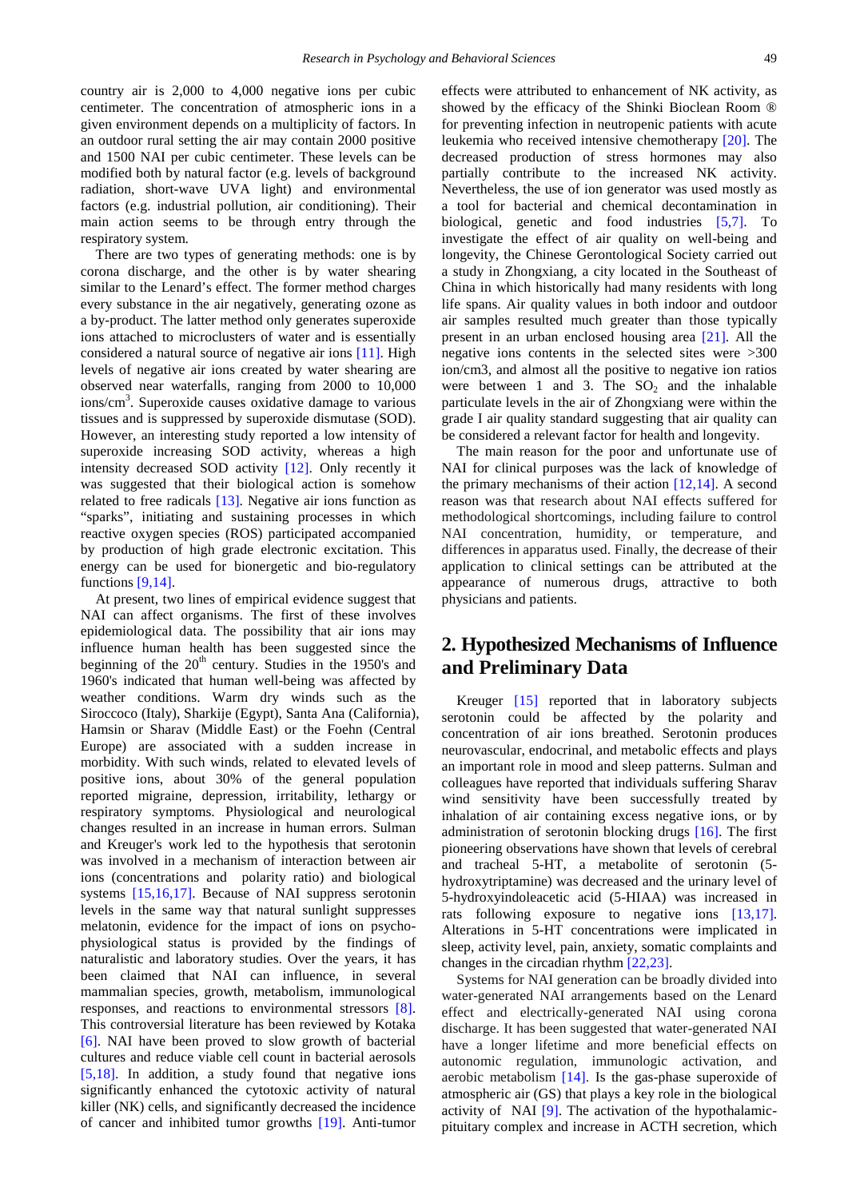country air is 2,000 to 4,000 negative ions per cubic centimeter. The concentration of atmospheric ions in a given environment depends on a multiplicity of factors. In an outdoor rural setting the air may contain 2000 positive and 1500 NAI per cubic centimeter. These levels can be modified both by natural factor (e.g. levels of background radiation, short-wave UVA light) and environmental factors (e.g. industrial pollution, air conditioning). Their main action seems to be through entry through the respiratory system.

There are two types of generating methods: one is by corona discharge, and the other is by water shearing similar to the Lenard's effect. The former method charges every substance in the air negatively, generating ozone as a by-product. The latter method only generates superoxide ions attached to microclusters of water and is essentially considered a natural source of negative air ions [11]. High levels of negative air ions created by water shearing are observed near waterfalls, ranging from 2000 to 10,000 ions/cm$^3$. Superoxide causes oxidative damage to various tissues and is suppressed by superoxide dismutase (SOD). However, an interesting study reported a low intensity of superoxide increasing SOD activity, whereas a high intensity decreased SOD activity [12]. Only recently it was suggested that their biological action is somehow related to free radicals [13]. Negative air ions function as "sparks", initiating and sustaining processes in which reactive oxygen species (ROS) participated accompanied by production of high grade electronic excitation. This energy can be used for bionergetic and bio-regulatory functions [9,14].

At present, two lines of empirical evidence suggest that NAI can affect organisms. The first of these involves epidemiological data. The possibility that air ions may influence human health has been suggested since the beginning of the 20$^{th}$ century. Studies in the 1950's and 1960's indicated that human well-being was affected by weather conditions. Warm dry winds such as the Siroccoco (Italy), Sharkije (Egypt), Santa Ana (California), Hamsin or Sharav (Middle East) or the Foehn (Central Europe) are associated with a sudden increase in morbidity. With such winds, related to elevated levels of positive ions, about 30% of the general population reported migraine, depression, irritability, lethargy or respiratory symptoms. Physiological and neurological changes resulted in an increase in human errors. Sulman and Kreuger's work led to the hypothesis that serotonin was involved in a mechanism of interaction between air ions (concentrations and polarity ratio) and biological systems [15,16,17]. Because of NAI suppress serotonin levels in the same way that natural sunlight suppresses melatonin, evidence for the impact of ions on psycho-physiological status is provided by the findings of naturalistic and laboratory studies. Over the years, it has been claimed that NAI can influence, in several mammalian species, growth, metabolism, immunological responses, and reactions to environmental stressors [8]. This controversial literature has been reviewed by Kotaka [6]. NAI have been proved to slow growth of bacterial cultures and reduce viable cell count in bacterial aerosols [5,18]. In addition, a study found that negative ions significantly enhanced the cytotoxic activity of natural killer (NK) cells, and significantly decreased the incidence of cancer and inhibited tumor growths [19]. Anti-tumor effects were attributed to enhancement of NK activity, as showed by the efficacy of the Shinki Bioclean Room ® for preventing infection in neutropenic patients with acute leukemia who received intensive chemotherapy [20]. The decreased production of stress hormones may also partially contribute to the increased NK activity. Nevertheless, the use of ion generator was used mostly as a tool for bacterial and chemical decontamination in biological, genetic and food industries [5,7]. To investigate the effect of air quality on well-being and longevity, the Chinese Gerontological Society carried out a study in Zhongxiang, a city located in the Southeast of China in which historically had many residents with long life spans. Air quality values in both indoor and outdoor air samples resulted much greater than those typically present in an urban enclosed housing area [21]. All the negative ions contents in the selected sites were >300 ion/cm3, and almost all the positive to negative ion ratios were between 1 and 3. The $SO_2$ and the inhalable particulate levels in the air of Zhongxiang were within the grade I air quality standard suggesting that air quality can be considered a relevant factor for health and longevity.

The main reason for the poor and unfortunate use of NAI for clinical purposes was the lack of knowledge of the primary mechanisms of their action [12,14]. A second reason was that research about NAI effects suffered for methodological shortcomings, including failure to control NAI concentration, humidity, or temperature, and differences in apparatus used. Finally, the decrease of their application to clinical settings can be attributed at the appearance of numerous drugs, attractive to both physicians and patients.

## 2. Hypothesized Mechanisms of Influence and Preliminary Data

Kreuger [15] reported that in laboratory subjects serotonin could be affected by the polarity and concentration of air ions breathed. Serotonin produces neurovascular, endocrinal, and metabolic effects and plays an important role in mood and sleep patterns. Sulman and colleagues have reported that individuals suffering Sharav wind sensitivity have been successfully treated by inhalation of air containing excess negative ions, or by administration of serotonin blocking drugs [16]. The first pioneering observations have shown that levels of cerebral and tracheal 5-HT, a metabolite of serotonin (5-hydroxytriptamine) was decreased and the urinary level of 5-hydroxyindoleacetic acid (5-HIAA) was increased in rats following exposure to negative ions [13,17]. Alterations in 5-HT concentrations were implicated in sleep, activity level, pain, anxiety, somatic complaints and changes in the circadian rhythm [22,23].

Systems for NAI generation can be broadly divided into water-generated NAI arrangements based on the Lenard effect and electrically-generated NAI using corona discharge. It has been suggested that water-generated NAI have a longer lifetime and more beneficial effects on autonomic regulation, immunologic activation, and aerobic metabolism [14]. Is the gas-phase superoxide of atmospheric air (GS) that plays a key role in the biological activity of NAI [9]. The activation of the hypothalamic-pituitary complex and increase in ACTH secretion, which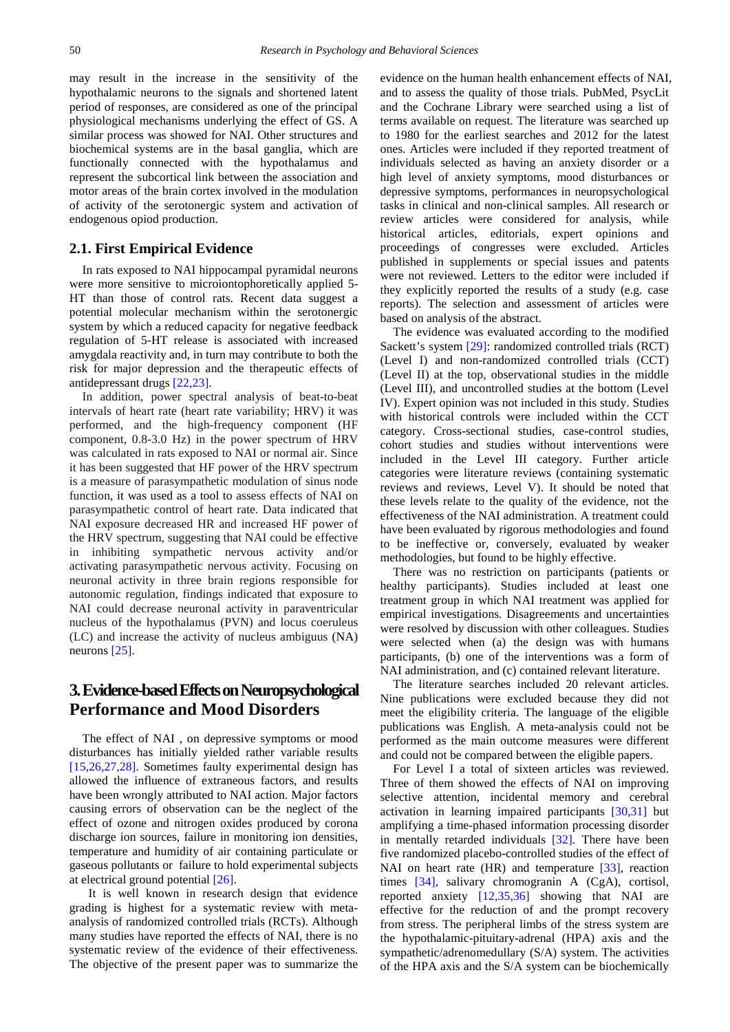may result in the increase in the sensitivity of the hypothalamic neurons to the signals and shortened latent period of responses, are considered as one of the principal physiological mechanisms underlying the effect of GS. A similar process was showed for NAI. Other structures and biochemical systems are in the basal ganglia, which are functionally connected with the hypothalamus and represent the subcortical link between the association and motor areas of the brain cortex involved in the modulation of activity of the serotonergic system and activation of endogenous opiod production.

## 2.1. First Empirical Evidence

In rats exposed to NAI hippocampal pyramidal neurons were more sensitive to microiontophoretically applied 5-HT than those of control rats. Recent data suggest a potential molecular mechanism within the serotonergic system by which a reduced capacity for negative feedback regulation of 5-HT release is associated with increased amygdala reactivity and, in turn may contribute to both the risk for major depression and the therapeutic effects of antidepressant drugs [22,23].

In addition, power spectral analysis of beat-to-beat intervals of heart rate (heart rate variability; HRV) it was performed, and the high-frequency component (HF component, 0.8-3.0 Hz) in the power spectrum of HRV was calculated in rats exposed to NAI or normal air. Since it has been suggested that HF power of the HRV spectrum is a measure of parasympathetic modulation of sinus node function, it was used as a tool to assess effects of NAI on parasympathetic control of heart rate. Data indicated that NAI exposure decreased HR and increased HF power of the HRV spectrum, suggesting that NAI could be effective in inhibiting sympathetic nervous activity and/or activating parasympathetic nervous activity. Focusing on neuronal activity in three brain regions responsible for autonomic regulation, findings indicated that exposure to NAI could decrease neuronal activity in paraventricular nucleus of the hypothalamus (PVN) and locus coeruleus (LC) and increase the activity of nucleus ambiguus (NA) neurons [25].

# 3. Evidence-based Effects on Neuropsychological Performance and Mood Disorders

The effect of NAI , on depressive symptoms or mood disturbances has initially yielded rather variable results [15,26,27,28]. Sometimes faulty experimental design has allowed the influence of extraneous factors, and results have been wrongly attributed to NAI action. Major factors causing errors of observation can be the neglect of the effect of ozone and nitrogen oxides produced by corona discharge ion sources, failure in monitoring ion densities, temperature and humidity of air containing particulate or gaseous pollutants or failure to hold experimental subjects at electrical ground potential [26].

It is well known in research design that evidence grading is highest for a systematic review with meta-analysis of randomized controlled trials (RCTs). Although many studies have reported the effects of NAI, there is no systematic review of the evidence of their effectiveness. The objective of the present paper was to summarize the evidence on the human health enhancement effects of NAI, and to assess the quality of those trials. PubMed, PsycLit and the Cochrane Library were searched using a list of terms available on request. The literature was searched up to 1980 for the earliest searches and 2012 for the latest ones. Articles were included if they reported treatment of individuals selected as having an anxiety disorder or a high level of anxiety symptoms, mood disturbances or depressive symptoms, performances in neuropsychological tasks in clinical and non-clinical samples. All research or review articles were considered for analysis, while historical articles, editorials, expert opinions and proceedings of congresses were excluded. Articles published in supplements or special issues and patents were not reviewed. Letters to the editor were included if they explicitly reported the results of a study (e.g. case reports). The selection and assessment of articles were based on analysis of the abstract.

The evidence was evaluated according to the modified Sackett's system [29]: randomized controlled trials (RCT) (Level I) and non-randomized controlled trials (CCT) (Level II) at the top, observational studies in the middle (Level III), and uncontrolled studies at the bottom (Level IV). Expert opinion was not included in this study. Studies with historical controls were included within the CCT category. Cross-sectional studies, case-control studies, cohort studies and studies without interventions were included in the Level III category. Further article categories were literature reviews (containing systematic reviews and reviews, Level V). It should be noted that these levels relate to the quality of the evidence, not the effectiveness of the NAI administration. A treatment could have been evaluated by rigorous methodologies and found to be ineffective or, conversely, evaluated by weaker methodologies, but found to be highly effective.

There was no restriction on participants (patients or healthy participants). Studies included at least one treatment group in which NAI treatment was applied for empirical investigations. Disagreements and uncertainties were resolved by discussion with other colleagues. Studies were selected when (a) the design was with humans participants, (b) one of the interventions was a form of NAI administration, and (c) contained relevant literature.

The literature searches included 20 relevant articles. Nine publications were excluded because they did not meet the eligibility criteria. The language of the eligible publications was English. A meta-analysis could not be performed as the main outcome measures were different and could not be compared between the eligible papers.

For Level I a total of sixteen articles was reviewed. Three of them showed the effects of NAI on improving selective attention, incidental memory and cerebral activation in learning impaired participants [30,31] but amplifying a time-phased information processing disorder in mentally retarded individuals [32]. There have been five randomized placebo-controlled studies of the effect of NAI on heart rate (HR) and temperature [33], reaction times [34], salivary chromogranin A (CgA), cortisol, reported anxiety [12,35,36] showing that NAI are effective for the reduction of and the prompt recovery from stress. The peripheral limbs of the stress system are the hypothalamic-pituitary-adrenal (HPA) axis and the sympathetic/adrenomedullary (S/A) system. The activities of the HPA axis and the S/A system can be biochemically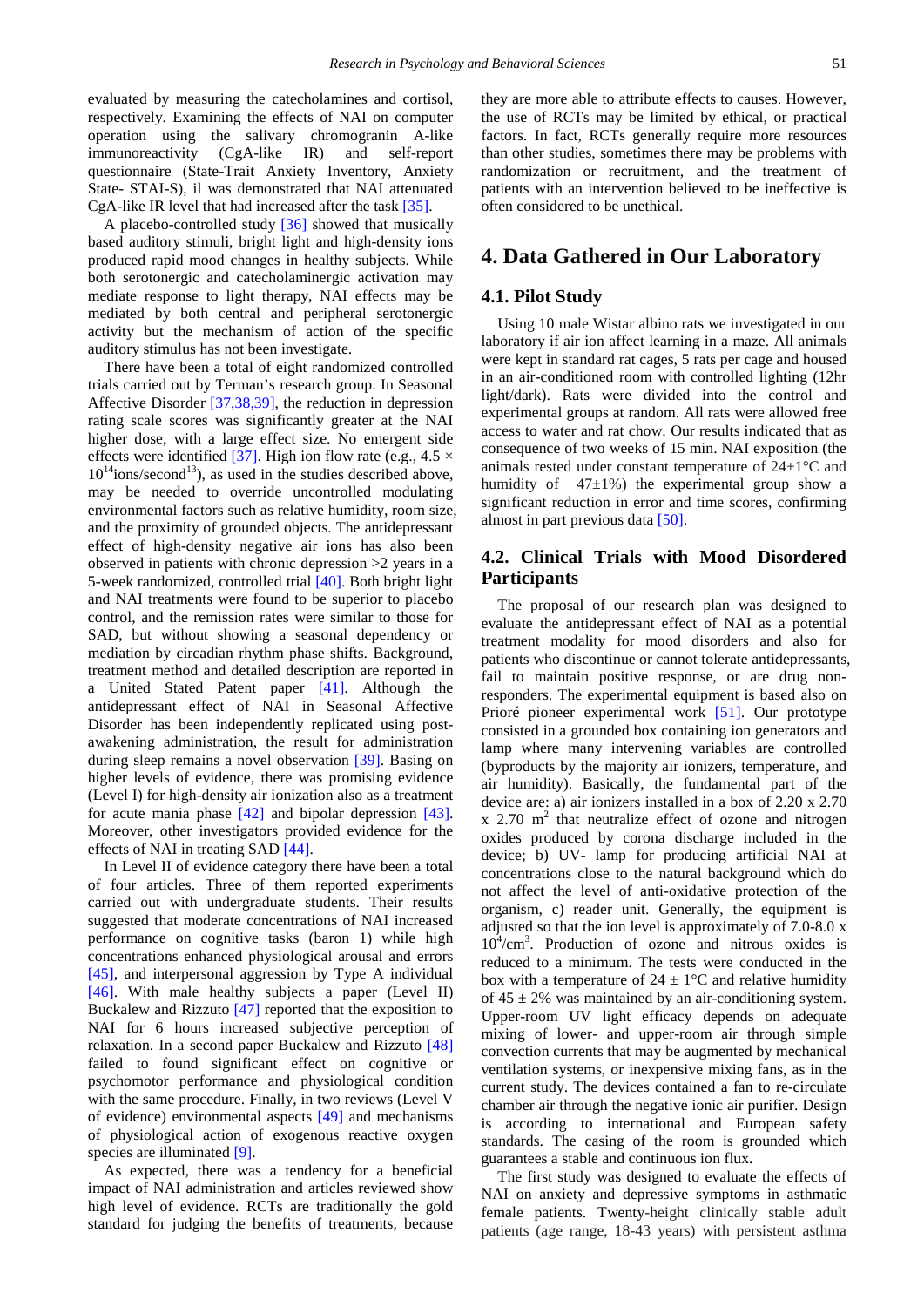evaluated by measuring the catecholamines and cortisol, respectively. Examining the effects of NAI on computer operation using the salivary chromogranin A-like immunoreactivity (CgA-like IR) and self-report questionnaire (State-Trait Anxiety Inventory, Anxiety State- STAI-S), il was demonstrated that NAI attenuated CgA-like IR level that had increased after the task [35].

A placebo-controlled study [36] showed that musically based auditory stimuli, bright light and high-density ions produced rapid mood changes in healthy subjects. While both serotonergic and catecholaminergic activation may mediate response to light therapy, NAI effects may be mediated by both central and peripheral serotonergic activity but the mechanism of action of the specific auditory stimulus has not been investigate.

There have been a total of eight randomized controlled trials carried out by Terman's research group. In Seasonal Affective Disorder [37,38,39], the reduction in depression rating scale scores was significantly greater at the NAI higher dose, with a large effect size. No emergent side effects were identified [37]. High ion flow rate (e.g., $4.5 \times 10^{14}$ions/second[13]), as used in the studies described above, may be needed to override uncontrolled modulating environmental factors such as relative humidity, room size, and the proximity of grounded objects. The antidepressant effect of high-density negative air ions has also been observed in patients with chronic depression >2 years in a 5-week randomized, controlled trial [40]. Both bright light and NAI treatments were found to be superior to placebo control, and the remission rates were similar to those for SAD, but without showing a seasonal dependency or mediation by circadian rhythm phase shifts. Background, treatment method and detailed description are reported in a United Stated Patent paper [41]. Although the antidepressant effect of NAI in Seasonal Affective Disorder has been independently replicated using post-awakening administration, the result for administration during sleep remains a novel observation [39]. Basing on higher levels of evidence, there was promising evidence (Level I) for high-density air ionization also as a treatment for acute mania phase [42] and bipolar depression [43]. Moreover, other investigators provided evidence for the effects of NAI in treating SAD [44].

In Level II of evidence category there have been a total of four articles. Three of them reported experiments carried out with undergraduate students. Their results suggested that moderate concentrations of NAI increased performance on cognitive tasks (baron 1) while high concentrations enhanced physiological arousal and errors [45], and interpersonal aggression by Type A individual [46]. With male healthy subjects a paper (Level II) Buckalew and Rizzuto [47] reported that the exposition to NAI for 6 hours increased subjective perception of relaxation. In a second paper Buckalew and Rizzuto [48] failed to found significant effect on cognitive or psychomotor performance and physiological condition with the same procedure. Finally, in two reviews (Level V of evidence) environmental aspects [49] and mechanisms of physiological action of exogenous reactive oxygen species are illuminated [9].

As expected, there was a tendency for a beneficial impact of NAI administration and articles reviewed show high level of evidence. RCTs are traditionally the gold standard for judging the benefits of treatments, because they are more able to attribute effects to causes. However, the use of RCTs may be limited by ethical, or practical factors. In fact, RCTs generally require more resources than other studies, sometimes there may be problems with randomization or recruitment, and the treatment of patients with an intervention believed to be ineffective is often considered to be unethical.

## 4. Data Gathered in Our Laboratory

### 4.1. Pilot Study

Using 10 male Wistar albino rats we investigated in our laboratory if air ion affect learning in a maze. All animals were kept in standard rat cages, 5 rats per cage and housed in an air-conditioned room with controlled lighting (12hr light/dark). Rats were divided into the control and experimental groups at random. All rats were allowed free access to water and rat chow. Our results indicated that as consequence of two weeks of 15 min. NAI exposition (the animals resided under constant temperature of 24±1°C and humidity of 47±1%) the experimental group show a significant reduction in error and time scores, confirming almost in part previous data [50].

### 4.2. Clinical Trials with Mood Disordered Participants

The proposal of our research plan was designed to evaluate the antidepressant effect of NAI as a potential treatment modality for mood disorders and also for patients who discontinue or cannot tolerate antidepressants, fail to maintain positive response, or are drug non-responders. The experimental equipment is based also on Prioré pioneer experimental work [51]. Our prototype consisted in a grounded box containing ion generators and lamp where many intervening variables are controlled (byproducts by the majority air ionizers, temperature, and air humidity). Basically, the fundamental part of the device are: a) air ionizers installed in a box of 2.20 x 2.70 x 2.70 $m^2$ that neutralize effect of ozone and nitrogen oxides produced by corona discharge included in the device; b) UV- lamp for producing artificial NAI at concentrations close to the natural background which do not affect the level of anti-oxidative protection of the organism, c) reader unit. Generally, the equipment is adjusted so that the ion level is approximately of 7.0-8.0 x $10^4$/$cm^3$. Production of ozone and nitrous oxides is reduced to a minimum. The tests were conducted in the box with a temperature of 24 ± 1°C and relative humidity of 45 ± 2% was maintained by an air-conditioning system. Upper-room UV light efficacy depends on adequate mixing of lower- and upper-room air through simple convection currents that may be augmented by mechanical ventilation systems, or inexpensive mixing fans, as in the current study. The devices contained a fan to re-circulate chamber air through the negative ionic air purifier. Design is according to international and European safety standards. The casing of the room is grounded which guarantees a stable and continuous ion flux.

The first study was designed to evaluate the effects of NAI on anxiety and depressive symptoms in asthmatic female patients. Twenty-height clinically stable adult patients (age range, 18-43 years) with persistent asthma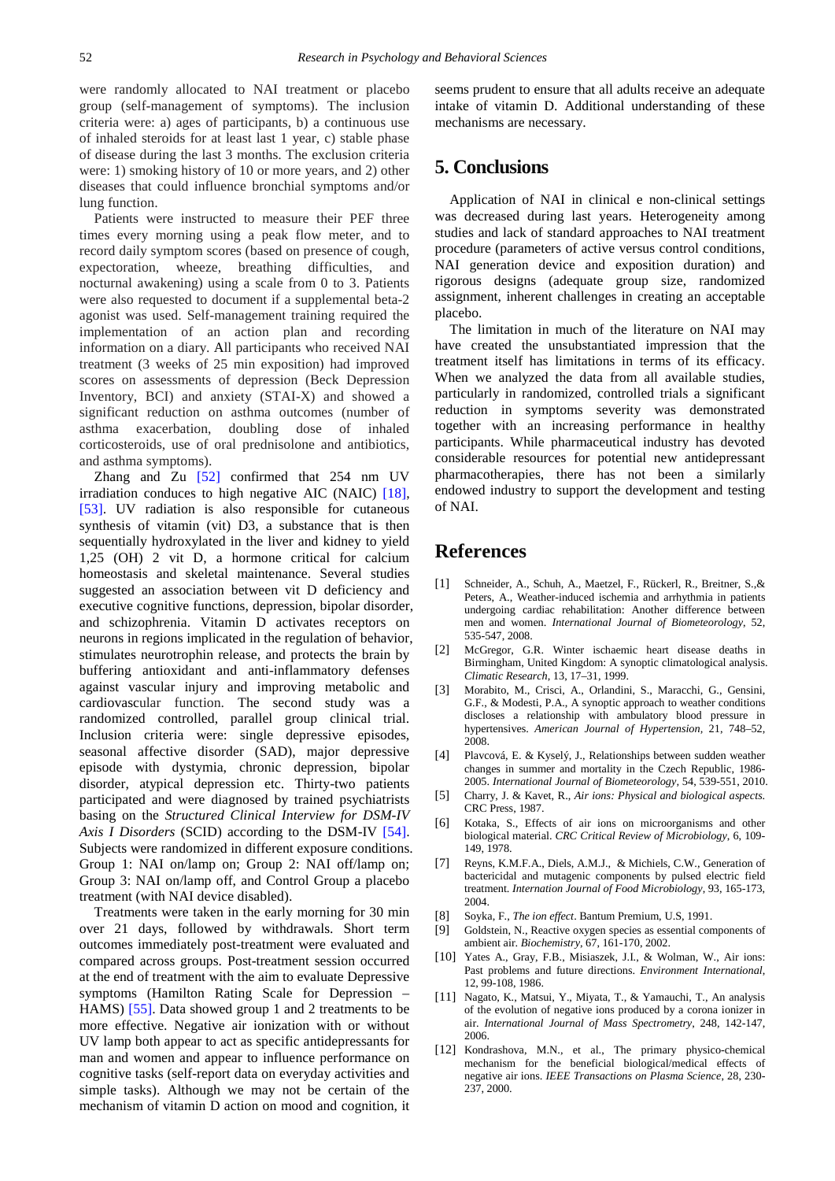were randomly allocated to NAI treatment or placebo group (self-management of symptoms). The inclusion criteria were: a) ages of participants, b) a continuous use of inhaled steroids for at least last 1 year, c) stable phase of disease during the last 3 months. The exclusion criteria were: 1) smoking history of 10 or more years, and 2) other diseases that could influence bronchial symptoms and/or lung function.

Patients were instructed to measure their PEF three times every morning using a peak flow meter, and to record daily symptom scores (based on presence of cough, expectoration, wheeze, breathing difficulties, and nocturnal awakening) using a scale from 0 to 3. Patients were also requested to document if a supplemental beta-2 agonist was used. Self-management training required the implementation of an action plan and recording information on a diary. All participants who received NAI treatment (3 weeks of 25 min exposition) had improved scores on assessments of depression (Beck Depression Inventory, BCI) and anxiety (STAI-X) and showed a significant reduction on asthma outcomes (number of asthma exacerbation, doubling dose of inhaled corticosteroids, use of oral prednisolone and antibiotics, and asthma symptoms).

Zhang and Zu [52] confirmed that 254 nm UV irradiation conduces to high negative AIC (NAIC) [18], [53]. UV radiation is also responsible for cutaneous synthesis of vitamin (vit) D3, a substance that is then sequentially hydroxylated in the liver and kidney to yield 1,25 (OH) 2 vit D, a hormone critical for calcium homeostasis and skeletal maintenance. Several studies suggested an association between vit D deficiency and executive cognitive functions, depression, bipolar disorder, and schizophrenia. Vitamin D activates receptors on neurons in regions implicated in the regulation of behavior, stimulates neurotrophin release, and protects the brain by buffering antioxidant and anti-inflammatory defenses against vascular injury and improving metabolic and cardiovascular function. The second study was a randomized controlled, parallel group clinical trial. Inclusion criteria were: single depressive episodes, seasonal affective disorder (SAD), major depressive episode with dystymia, chronic depression, bipolar disorder, atypical depression etc. Thirty-two patients participated and were diagnosed by trained psychiatrists basing on the *Structured Clinical Interview for DSM-IV Axis I Disorders* (SCID) according to the DSM-IV [54]. Subjects were randomized in different exposure conditions. Group 1: NAI on/lamp on; Group 2: NAI off/lamp on; Group 3: NAI on/lamp off, and Control Group a placebo treatment (with NAI device disabled).

Treatments were taken in the early morning for 30 min over 21 days, followed by withdrawals. Short term outcomes immediately post-treatment were evaluated and compared across groups. Post-treatment session occurred at the end of treatment with the aim to evaluate Depressive symptoms (Hamilton Rating Scale for Depression – HAMS) [55]. Data showed group 1 and 2 treatments to be more effective. Negative air ionization with or without UV lamp both appear to act as specific antidepressants for man and women and appear to influence performance on cognitive tasks (self-report data on everyday activities and simple tasks). Although we may not be certain of the mechanism of vitamin D action on mood and cognition, it seems prudent to ensure that all adults receive an adequate intake of vitamin D. Additional understanding of these mechanisms are necessary.

## 5. Conclusions

Application of NAI in clinical e non-clinical settings was decreased during last years. Heterogeneity among studies and lack of standard approaches to NAI treatment procedure (parameters of active versus control conditions, NAI generation device and exposition duration) and rigorous designs (adequate group size, randomized assignment, inherent challenges in creating an acceptable placebo.

The limitation in much of the literature on NAI may have created the unsubstantiated impression that the treatment itself has limitations in terms of its efficacy. When we analyzed the data from all available studies, particularly in randomized, controlled trials a significant reduction in symptoms severity was demonstrated together with an increasing performance in healthy participants. While pharmaceutical industry has devoted considerable resources for potential new antidepressant pharmacotherapies, there has not been a similarly endowed industry to support the development and testing of NAI.

## References

[1] Schneider, A., Schuh, A., Maetzel, F., Rückerl, R., Breitner, S.,& Peters, A., Weather-induced ischemia and arrhythmia in patients undergoing cardiac rehabilitation: Another difference between men and women. *International Journal of Biometeorology*, 52, 535-547, 2008.

[2] McGregor, G.R. Winter ischaemic heart disease deaths in Birmingham, United Kingdom: A synoptic climatological analysis. *Climatic Research*, 13, 17–31, 1999.

[3] Morabito, M., Crisci, A., Orlandini, S., Maracchi, G., Gensini, G.F., & Modesti, P.A., A synoptic approach to weather conditions discloses a relationship with ambulatory blood pressure in hypertensives. *American Journal of Hypertension*, 21, 748–52, 2008.

[4] Plavcová, E. & Kyselý, J., Relationships between sudden weather changes in summer and mortality in the Czech Republic, 1986-2005. *International Journal of Biometeorology*, 54, 539-551, 2010.

[5] Charry, J. & Kavet, R., *Air ions: Physical and biological aspects*. CRC Press, 1987.

[6] Kotaka, S., Effects of air ions on microorganisms and other biological material. *CRC Critical Review of Microbiology*, 6, 109-149, 1978.

[7] Reyns, K.M.F.A., Diels, A.M.J., & Michiels, C.W., Generation of bactericidal and mutagenic components by pulsed electric field treatment. *Internation Journal of Food Microbiology*, 93, 165-173, 2004.

[8] Soyka, F., *The ion effect*. Bantum Premium, U.S, 1991.

[9] Goldstein, N., Reactive oxygen species as essential components of ambient air. *Biochemistry*, 67, 161-170, 2002.

[10] Yates A., Gray, F.B., Misiaszek, J.I., & Wolman, W., Air ions: Past problems and future directions. *Environment International*, 12, 99-108, 1986.

[11] Nagato, K., Matsui, Y., Miyata, T., & Yamauchi, T., An analysis of the evolution of negative ions produced by a corona ionizer in air. *International Journal of Mass Spectrometry*, 248, 142-147, 2006.

[12] Kondrashova, M.N., et al., The primary physico-chemical mechanism for the beneficial biological/medical effects of negative air ions. *IEEE Transactions on Plasma Science*, 28, 230-237, 2000.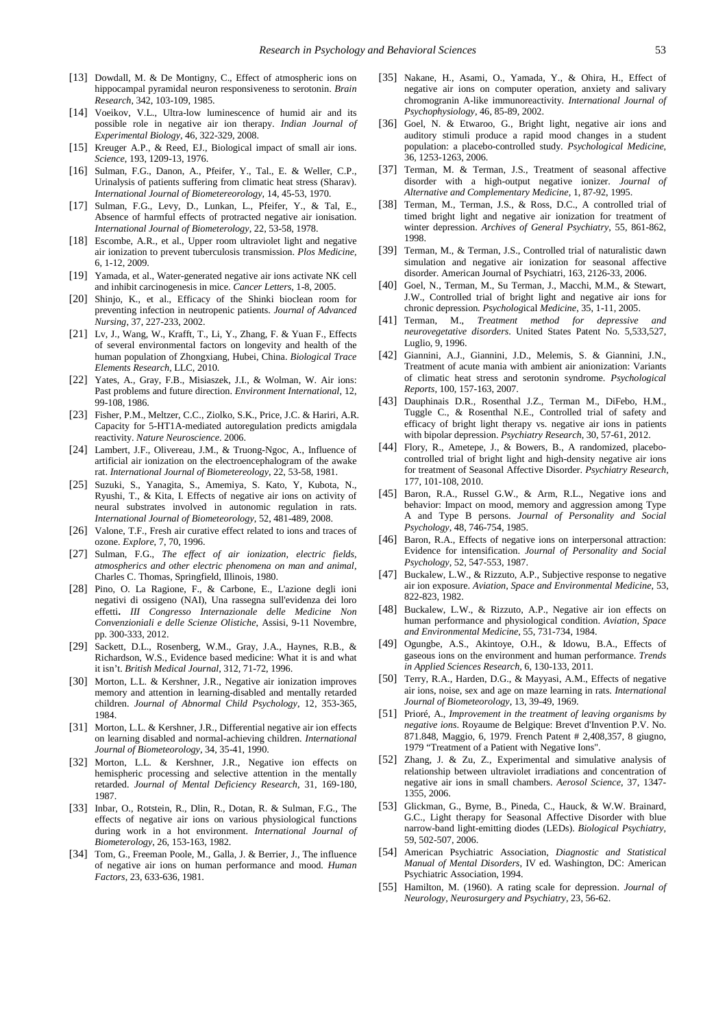[13] Dowdall, M. & De Montigny, C., Effect of atmospheric ions on hippocampal pyramidal neuron responsiveness to serotonin. *Brain Research*, 342, 103-109, 1985.

[14] Voeikov, V.L., Ultra-low luminescence of humid air and its possible role in negative air ion therapy. *Indian Journal of Experimental Biology*, 46, 322-329, 2008.

[15] Kreuger A.P., & Reed, EJ., Biological impact of small air ions. *Science*, 193, 1209-13, 1976.

[16] Sulman, F.G., Danon, A., Pfeifer, Y., Tal., E. & Weller, C.P., Urinalysis of patients suffering from climatic heat stress (Sharav). *International Journal of Biometereorology*, 14, 45-53, 1970.

[17] Sulman, F.G., Levy, D., Lunkan, L., Pfeifer, Y., & Tal, E., Absence of harmful effects of protracted negative air ionisation. *International Journal of Biometerology*, 22, 53-58, 1978.

[18] Escombe, A.R., et al., Upper room ultraviolet light and negative air ionization to prevent tuberculosis transmission. *Plos Medicine*, 6, 1-12, 2009.

[19] Yamada, et al., Water-generated negative air ions activate NK cell and inhibit carcinogenesis in mice. *Cancer Letters*, 1-8, 2005.

[20] Shinjo, K., et al., Efficacy of the Shinki bioclean room for preventing infection in neutropenic patients. *Journal of Advanced Nursing*, 37, 227-233, 2002.

[21] Lv, J., Wang, W., Krafft, T., Li, Y., Zhang, F. & Yuan F., Effects of several environmental factors on longevity and health of the human population of Zhongxiang, Hubei, China. *Biological Trace Elements Research*, LLC, 2010.

[22] Yates, A., Gray, F.B., Misiaszek, J.I., & Wolman, W. Air ions: Past problems and future direction. *Environment International*, 12, 99-108, 1986.

[23] Fisher, P.M., Meltzer, C.C., Ziolko, S.K., Price, J.C. & Hariri, A.R. Capacity for 5-HT1A-mediated autoregulation predicts amigdala reactivity. *Nature Neuroscience*. 2006.

[24] Lambert, J.F., Olivereau, J.M., & Truong-Ngoc, A., Influence of artificial air ionization on the electroencephalogram of the awake rat. *International Journal of Biometereology*, 22, 53-58, 1981.

[25] Suzuki, S., Yanagita, S., Amemiya, S. Kato, Y, Kubota, N., Ryushi, T., & Kita, I. Effects of negative air ions on activity of neural substrates involved in autonomic regulation in rats. *International Journal of Biometeorology*, 52, 481-489, 2008.

[26] Valone, T.F., Fresh air curative effect related to ions and traces of ozone. *Explore*, 7, 70, 1996.

[27] Sulman, F.G., *The effect of air ionization, electric fields, atmospherics and other electric phenomena on man and animal*, Charles C. Thomas, Springfield, Illinois, 1980.

[28] Pino, O. La Ragione, F., & Carbone, E., L'azione degli ioni negativi di ossigeno (NAI), Una rassegna sull'evidenza dei loro effetti. *III Congresso Internazionale delle Medicine Non Convenzioniali e delle Scienze Olistiche*, Assisi, 9-11 Novembre, pp. 300-333, 2012.

[29] Sackett, D.L., Rosenberg, W.M., Gray, J.A., Haynes, R.B., & Richardson, W.S., Evidence based medicine: What it is and what it isn't. *British Medical Journal*, 312, 71-72, 1996.

[30] Morton, L.L. & Kershner, J.R., Negative air ionization improves memory and attention in learning-disabled and mentally retarded children. *Journal of Abnormal Child Psychology*, 12, 353-365, 1984.

[31] Morton, L.L. & Kershner, J.R., Differential negative air ion effects on learning disabled and normal-achieving children. *International Journal of Biometeorology*, 34, 35-41, 1990.

[32] Morton, L.L. & Kershner, J.R., Negative ion effects on hemispheric processing and selective attention in the mentally retarded. *Journal of Mental Deficiency Research*, 31, 169-180, 1987.

[33] Inbar, O., Rotstein, R., Dlin, R., Dotan, R. & Sulman, F.G., The effects of negative air ions on various physiological functions during work in a hot environment. *International Journal of Biometerology*, 26, 153-163, 1982.

[34] Tom, G., Freeman Poole, M., Galla, J. & Berrier, J., The influence of negative air ions on human performance and mood. *Human Factors*, 23, 633-636, 1981.

[35] Nakane, H., Asami, O., Yamada, Y., & Ohira, H., Effect of negative air ions on computer operation, anxiety and salivary chromogranin A-like immunoreactivity. *International Journal of Psychophysiology*, 46, 85-89, 2002.

[36] Goel, N. & Etwaroo, G., Bright light, negative air ions and auditory stimuli produce a rapid mood changes in a student population: a placebo-controlled study. *Psychological Medicine*, 36, 1253-1263, 2006.

[37] Terman, M. & Terman, J.S., Treatment of seasonal affective disorder with a high-output negative ionizer. *Journal of Alternative and Complementary Medicine*, 1, 87-92, 1995.

[38] Terman, M., Terman, J.S., & Ross, D.C., A controlled trial of timed bright light and negative air ionization for treatment of winter depression. *Archives of General Psychiatry*, 55, 861-862, 1998.

[39] Terman, M., & Terman, J.S., Controlled trial of naturalistic dawn simulation and negative air ionization for seasonal affective disorder. American Journal of Psychiatri, 163, 2126-33, 2006.

[40] Goel, N., Terman, M., Su Terman, J., Macchi, M.M., & Stewart, J.W., Controlled trial of bright light and negative air ions for chronic depression. *Psychological Medicine*, 35, 1-11, 2005.

[41] Terman, M., *Treatment method for depressive and neurovegetative disorders*. United States Patent No. 5,533,527, Luglio, 9, 1996.

[42] Giannini, A.J., Giannini, J.D., Melemis, S. & Giannini, J.N., Treatment of acute mania with ambient air anionization: Variants of climatic heat stress and serotonin syndrome. *Psychological Reports*, 100, 157-163, 2007.

[43] Dauphinais D.R., Rosenthal J.Z., Terman M., DiFebo, H.M., Tuggle C., & Rosenthal N.E., Controlled trial of safety and efficacy of bright light therapy vs. negative air ions in patients with bipolar depression. *Psychiatry Research*, 30, 57-61, 2012.

[44] Flory, R., Ametepe, J., & Bowers, B., A randomized, placebo-controlled trial of bright light and high-density negative air ions for treatment of Seasonal Affective Disorder. *Psychiatry Research*, 177, 101-108, 2010.

[45] Baron, R.A., Russel G.W., & Arm, R.L., Negative ions and behavior: Impact on mood, memory and aggression among Type A and Type B persons. *Journal of Personality and Social Psychology*, 48, 746-754, 1985.

[46] Baron, R.A., Effects of negative ions on interpersonal attraction: Evidence for intensification. *Journal of Personality and Social Psychology*, 52, 547-553, 1987.

[47] Buckalew, L.W., & Rizzuto, A.P., Subjective response to negative air ion exposure. *Aviation, Space and Environmental Medicine*, 53, 822-823, 1982.

[48] Buckalew, L.W., & Rizzuto, A.P., Negative air ion effects on human performance and physiological condition. *Aviation, Space and Environmental Medicine*, 55, 731-734, 1984.

[49] Ogungbe, A.S., Akintoye, O.H., & Idowu, B.A., Effects of gaseous ions on the environment and human performance. *Trends in Applied Sciences Research*, 6, 130-133, 2011.

[50] Terry, R.A., Harden, D.G., & Mayyasi, A.M., Effects of negative air ions, noise, sex and age on maze learning in rats. *International Journal of Biometeorology*, 13, 39-49, 1969.

[51] Prioré, A., *Improvement in the treatment of leaving organisms by negative ions*. Royaume de Belgique: Brevet d'Invention P.V. No. 871.848, Maggio, 6, 1979. French Patent # 2,408,357, 8 giugno, 1979 "Treatment of a Patient with Negative Ions".

[52] Zhang, J. & Zu, Z., Experimental and simulative analysis of relationship between ultraviolet irradiations and concentration of negative air ions in small chambers. *Aerosol Science*, 37, 1347-1355, 2006.

[53] Glickman, G., Byrne, B., Pineda, C., Hauck, & W.W. Brainard, G.C., Light therapy for Seasonal Affective Disorder with blue narrow-band light-emitting diodes (LEDs). *Biological Psychiatry*, 59, 502-507, 2006.

[54] American Psychiatric Association, *Diagnostic and Statistical Manual of Mental Disorders*, IV ed. Washington, DC: American Psychiatric Association, 1994.

[55] Hamilton, M. (1960). A rating scale for depression. *Journal of Neurology, Neurosurgery and Psychiatry*, 23, 56-62.